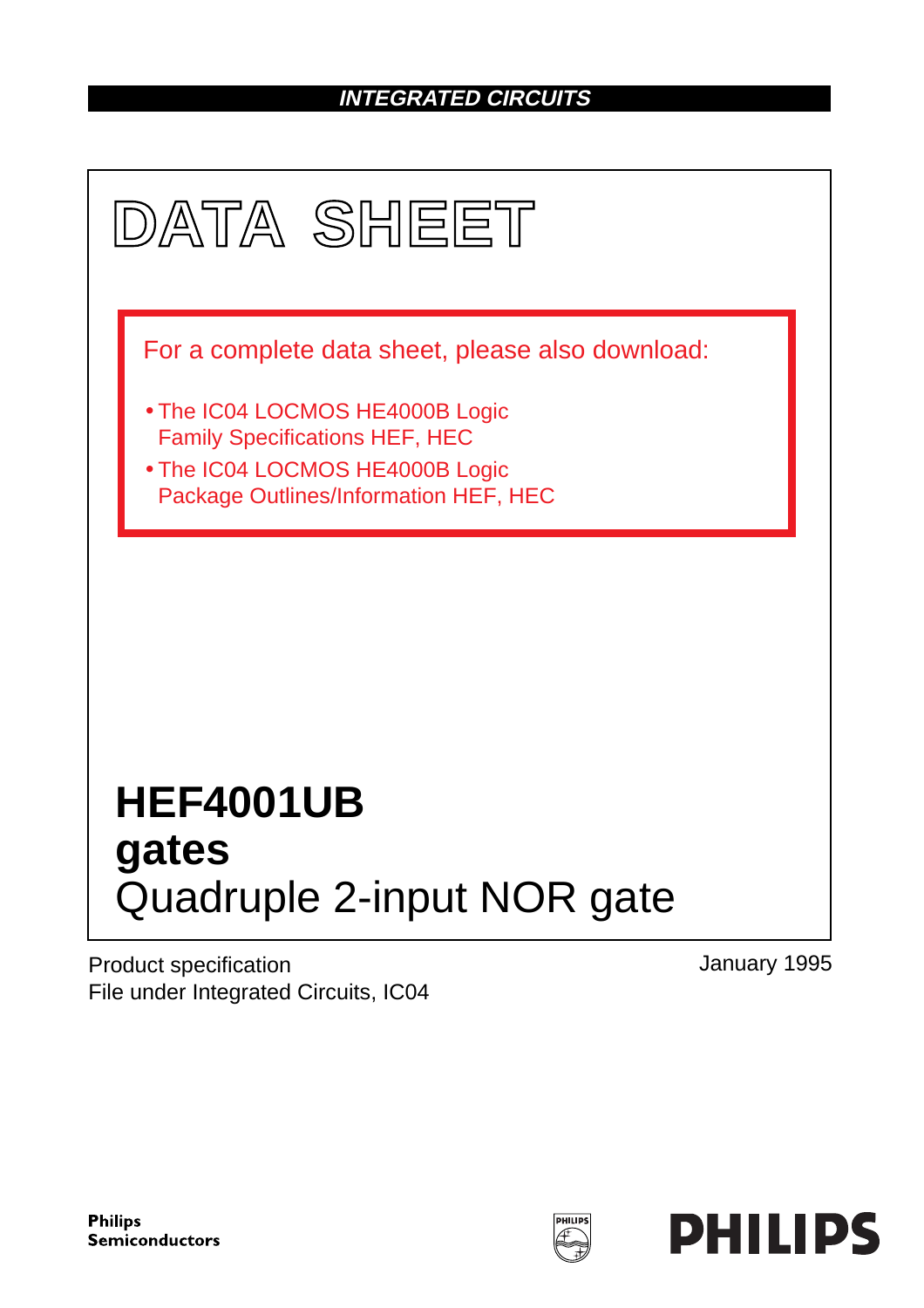INTEGRATED CIRCUITS

# DATA SHEET

For a complete data sheet, please also download:

- The IC04 LOCMOS HE4000B Logic Family Specifications HEF, HEC
- The IC04 LOCMOS HE4000B Logic Package Outlines/Information HEF, HEC

# HEF4001UB gates

## Quadruple 2-input NOR gate

Product specification
File under Integrated Circuits, IC04

January 1995

**Philips Semiconductors**

**PHILIPS**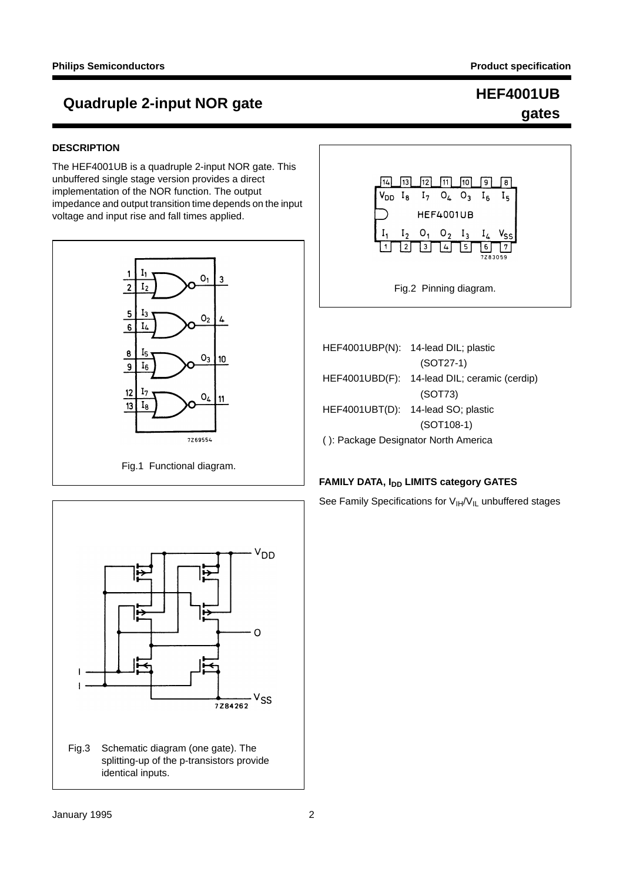## DESCRIPTION

The HEF4001UB is a quadruple 2-input NOR gate. This unbuffered single stage version provides a direct implementation of the NOR function. The output impedance and output transition time depends on the input voltage and input rise and fall times applied.

Fig.1 Functional diagram.

Fig.2 Pinning diagram.

Fig.3 Schematic diagram (one gate). The splitting-up of the p-transistors provide identical inputs.

HEF4001UBP(N): 14-lead DIL; plastic (SOT27-1)

HEF4001UBD(F): 14-lead DIL; ceramic (cerdip) (SOT73)

HEF4001UBT(D): 14-lead SO; plastic (SOT108-1)

( ): Package Designator North America

## FAMILY DATA, $I_{DD}$ LIMITS category GATES

See Family Specifications for $V_{IH}$/$V_{IL}$ unbuffered stages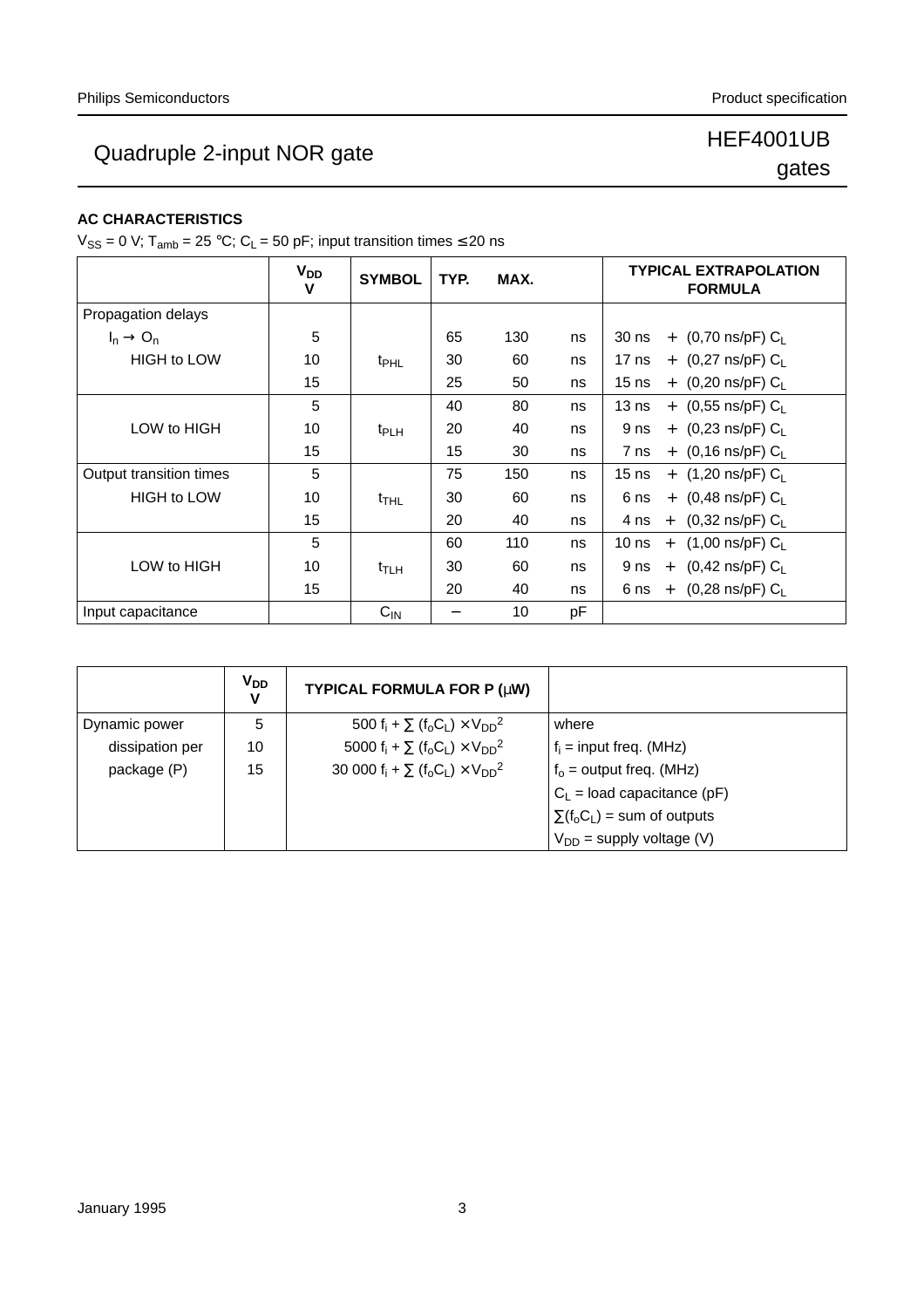## AC CHARACTERISTICS

$V_{SS}$ = 0 V; $T_{amb}$ = 25 °C; $C_L$ = 50 pF; input transition times ≤ 20 ns

| | $V_{DD}$ V | SYMBOL | TYP. | MAX. | | TYPICAL EXTRAPOLATION FORMULA |
|---|---|---|---|---|---|---|
| Propagation delays | | | | | | |
| $I_n \rightarrow O_n$ | 5 | | 65 | 130 | ns | 30 ns + (0,70 ns/pF) $C_L$ |
| HIGH to LOW | 10 | $t_{PHL}$ | 30 | 60 | ns | 17 ns + (0,27 ns/pF) $C_L$ |
| | 15 | | 25 | 50 | ns | 15 ns + (0,20 ns/pF) $C_L$ |
| | 5 | | 40 | 80 | ns | 13 ns + (0,55 ns/pF) $C_L$ |
| LOW to HIGH | 10 | $t_{PLH}$ | 20 | 40 | ns | 9 ns + (0,23 ns/pF) $C_L$ |
| | 15 | | 15 | 30 | ns | 7 ns + (0,16 ns/pF) $C_L$ |
| Output transition times | 5 | | 75 | 150 | ns | 15 ns + (1,20 ns/pF) $C_L$ |
| HIGH to LOW | 10 | $t_{THL}$ | 30 | 60 | ns | 6 ns + (0,48 ns/pF) $C_L$ |
| | 15 | | 20 | 40 | ns | 4 ns + (0,32 ns/pF) $C_L$ |
| | 5 | | 60 | 110 | ns | 10 ns + (1,00 ns/pF) $C_L$ |
| LOW to HIGH | 10 | $t_{TLH}$ | 30 | 60 | ns | 9 ns + (0,42 ns/pF) $C_L$ |
| | 15 | | 20 | 40 | ns | 6 ns + (0,28 ns/pF) $C_L$ |
| Input capacitance | | $C_{IN}$ | − | 10 | pF | |

| | $V_{DD}$ V | TYPICAL FORMULA FOR P (μW) | |
|---|---|---|---|
| Dynamic power | 5 | $500\ f_i + \sum (f_o C_L) \times V_{DD}^2$ | where |
| dissipation per | 10 | $5000\ f_i + \sum (f_o C_L) \times V_{DD}^2$ | $f_i$ = input freq. (MHz) |
| package (P) | 15 | $30\ 000\ f_i + \sum (f_o C_L) \times V_{DD}^2$ | $f_o$ = output freq. (MHz) |
| | | | $C_L$ = load capacitance (pF) |
| | | | $\sum (f_o C_L)$ = sum of outputs |
| | | | $V_{DD}$ = supply voltage (V) |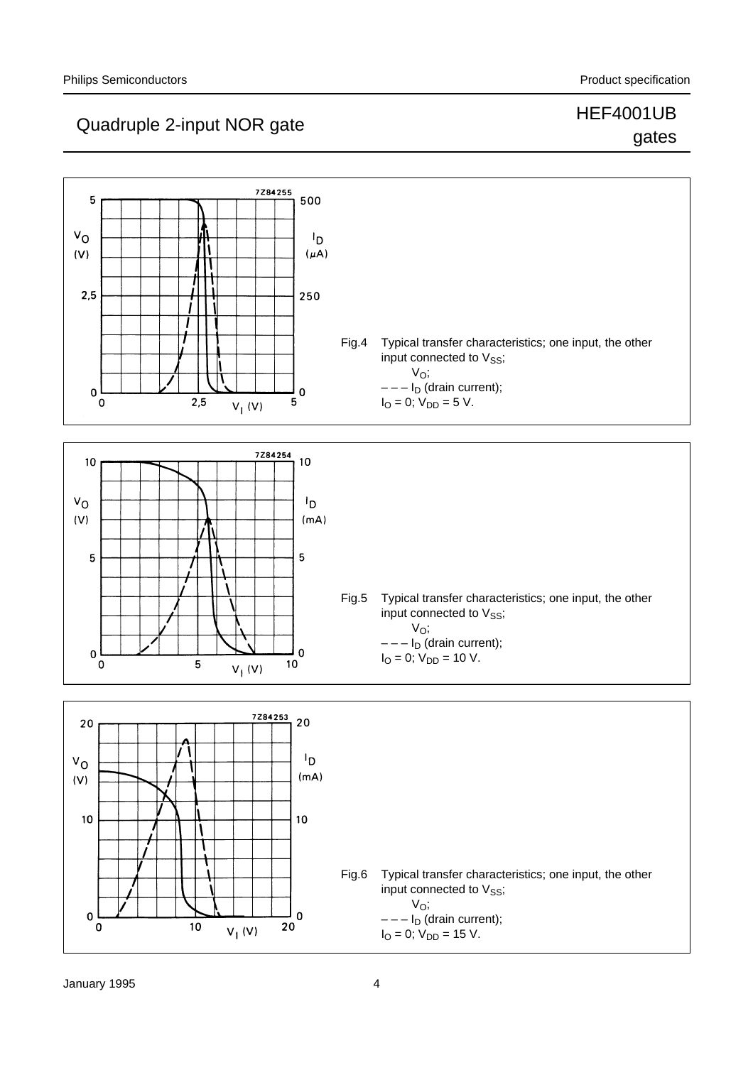7Z84255

5
500

$V_O$
(V)

$I_D$
(μA)

2,5
250

0
0

0
2,5
$V_I$ (V)
5

Fig.4 Typical transfer characteristics; one input, the other input connected to $V_{SS}$;
——— $V_O$;
– – – $I_D$ (drain current);
$I_O = 0$; $V_{DD} = 5$ V.

7Z84254

10
10

$V_O$
(V)

$I_D$
(mA)

5
5

0
0

0
5
$V_I$ (V)
10

Fig.5 Typical transfer characteristics; one input, the other input connected to $V_{SS}$;
——— $V_O$;
– – – $I_D$ (drain current);
$I_O = 0$; $V_{DD} = 10$ V.

7Z84253

20
20

$V_O$
(V)

$I_D$
(mA)

10
10

0
0

0
10
$V_I$ (V)
20

Fig.6 Typical transfer characteristics; one input, the other input connected to $V_{SS}$;
——— $V_O$;
– – – $I_D$ (drain current);
$I_O = 0$; $V_{DD} = 15$ V.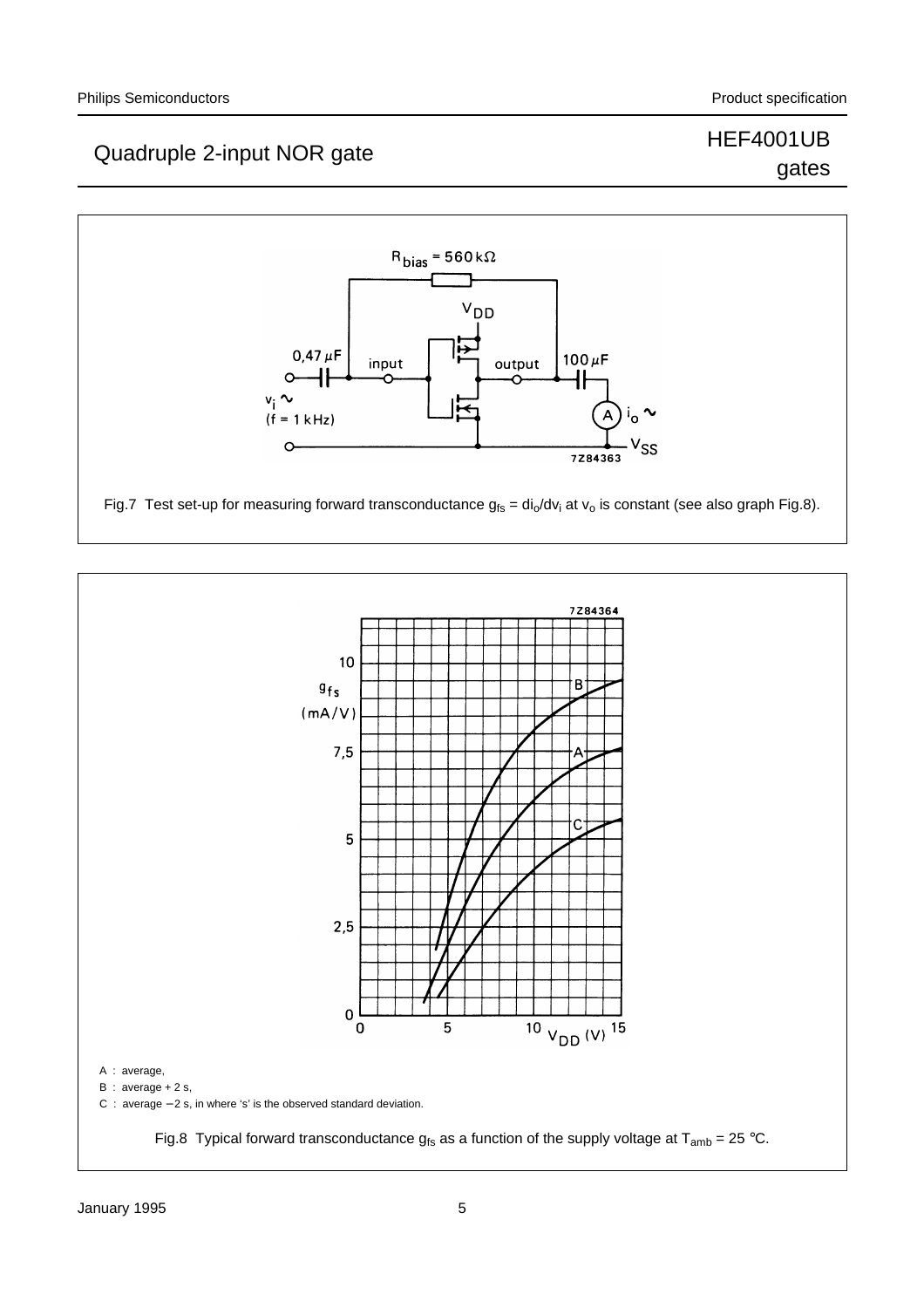$R_{bias}$ = 560 kΩ

$V_{DD}$

0,47 μF

input

output

100 μF

$v_i$ ∼

(f = 1 kHz)

A

$i_o$ ∼

$V_{SS}$

7Z84363

Fig.7 Test set-up for measuring forward transconductance $g_{fs} = di_o/dv_i$ at $v_o$ is constant (see also graph Fig.8).

7Z84364

$g_{fs}$

(mA/V)

10

7,5

5

2,5

0

0

5

10

15

$V_{DD}$ (V)

B

A

C

A : average,

B : average + 2 s,

C : average − 2 s, in where 's' is the observed standard deviation.

Fig.8 Typical forward transconductance $g_{fs}$ as a function of the supply voltage at $T_{amb}$ = 25 °C.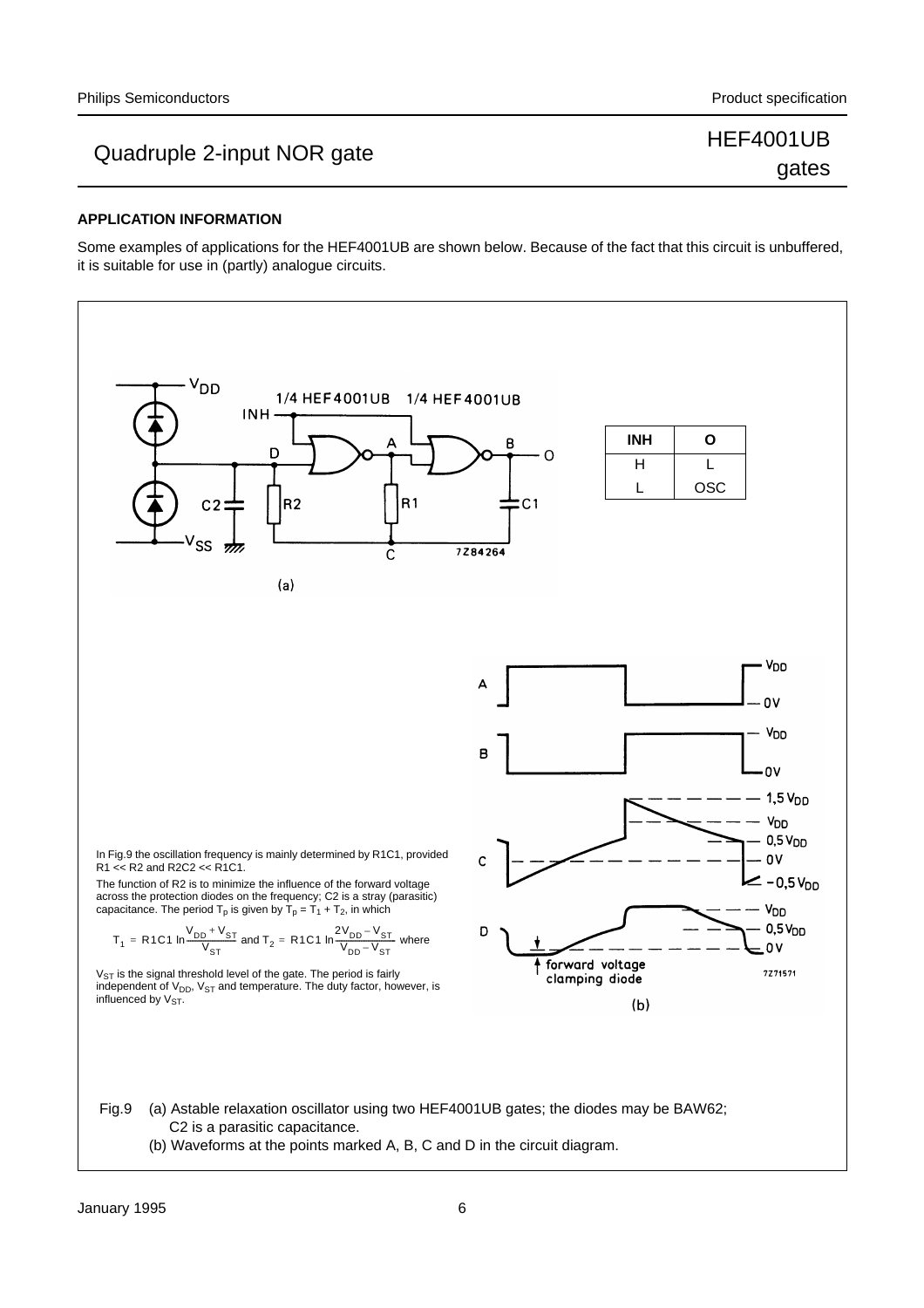## APPLICATION INFORMATION

Some examples of applications for the HEF4001UB are shown below. Because of the fact that this circuit is unbuffered, it is suitable for use in (partly) analogue circuits.

| INH | O |
|---|---|
| H | L |
| L | OSC |

In Fig.9 the oscillation frequency is mainly determined by R1C1, provided R1 << R2 and R2C2 << R1C1.

The function of R2 is to minimize the influence of the forward voltage across the protection diodes on the frequency; C2 is a stray (parasitic) capacitance. The period $T_p$ is given by $T_p = T_1 + T_2$, in which

$$T_1 = R1C1 \ln\frac{V_{DD} + V_{ST}}{V_{ST}} \text{ and } T_2 = R1C1 \ln\frac{2V_{DD} - V_{ST}}{V_{DD} - V_{ST}} \text{ where}$$

$V_{ST}$ is the signal threshold level of the gate. The period is fairly independent of $V_{DD}$, $V_{ST}$ and temperature. The duty factor, however, is influenced by $V_{ST}$.

Fig.9 (a) Astable relaxation oscillator using two HEF4001UB gates; the diodes may be BAW62; C2 is a parasitic capacitance.
(b) Waveforms at the points marked A, B, C and D in the circuit diagram.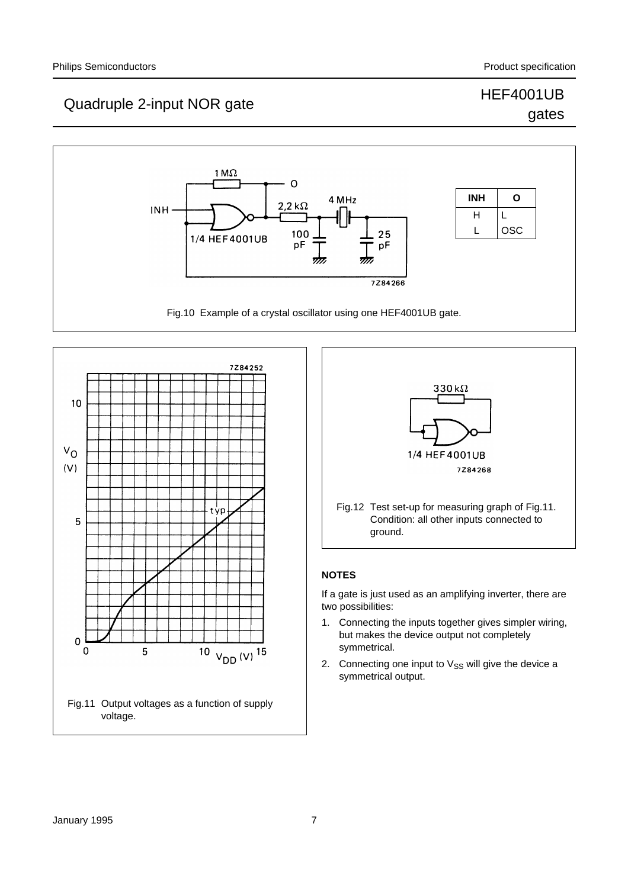1 MΩ

O

INH

2,2 kΩ

4 MHz

1/4 HEF4001UB

100 pF

25 pF

7Z84266

| INH | O |
| --- | --- |
| H | L |
| L | OSC |

Fig.10 Example of a crystal oscillator using one HEF4001UB gate.

7Z84252

$V_O$ (V)

10

5

0

0 5 10 $V_{DD}$ (V) 15

typ

Fig.11 Output voltages as a function of supply voltage.

330 kΩ

1/4 HEF4001UB

7Z84268

Fig.12 Test set-up for measuring graph of Fig.11. Condition: all other inputs connected to ground.

**NOTES**

If a gate is just used as an amplifying inverter, there are two possibilities:

1. Connecting the inputs together gives simpler wiring, but makes the device output not completely symmetrical.
2. Connecting one input to $V_{SS}$ will give the device a symmetrical output.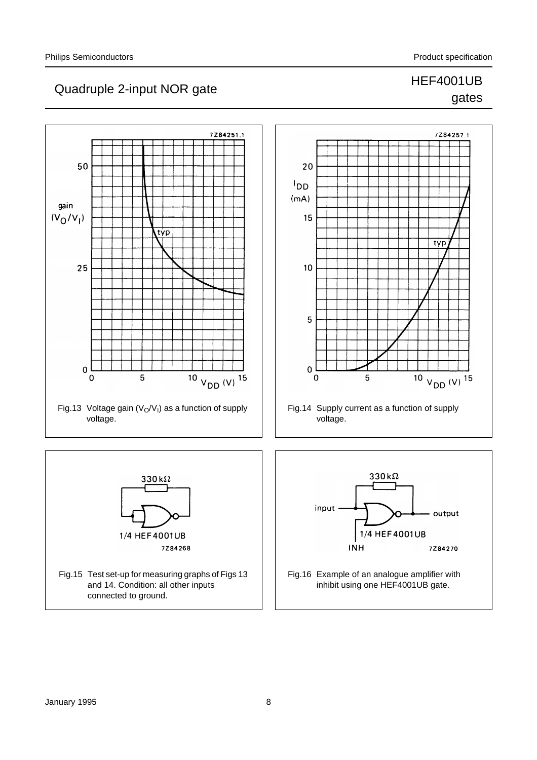Fig.13 Voltage gain ($V_O/V_I$) as a function of supply voltage.

7Z84251.1

gain ($V_O/V_I$)

50

25

0

typ

0 5 10 15

$V_{DD}$ (V)

Fig.14 Supply current as a function of supply voltage.

7Z84257.1

$I_{DD}$ (mA)

20

15

10

5

0

typ

0 5 10 15

$V_{DD}$ (V)

Fig.15 Test set-up for measuring graphs of Figs 13 and 14. Condition: all other inputs connected to ground.

330 kΩ

1/4 HEF4001UB

7Z84268

Fig.16 Example of an analogue amplifier with inhibit using one HEF4001UB gate.

330 kΩ

input

output

1/4 HEF4001UB

INH

7Z84270